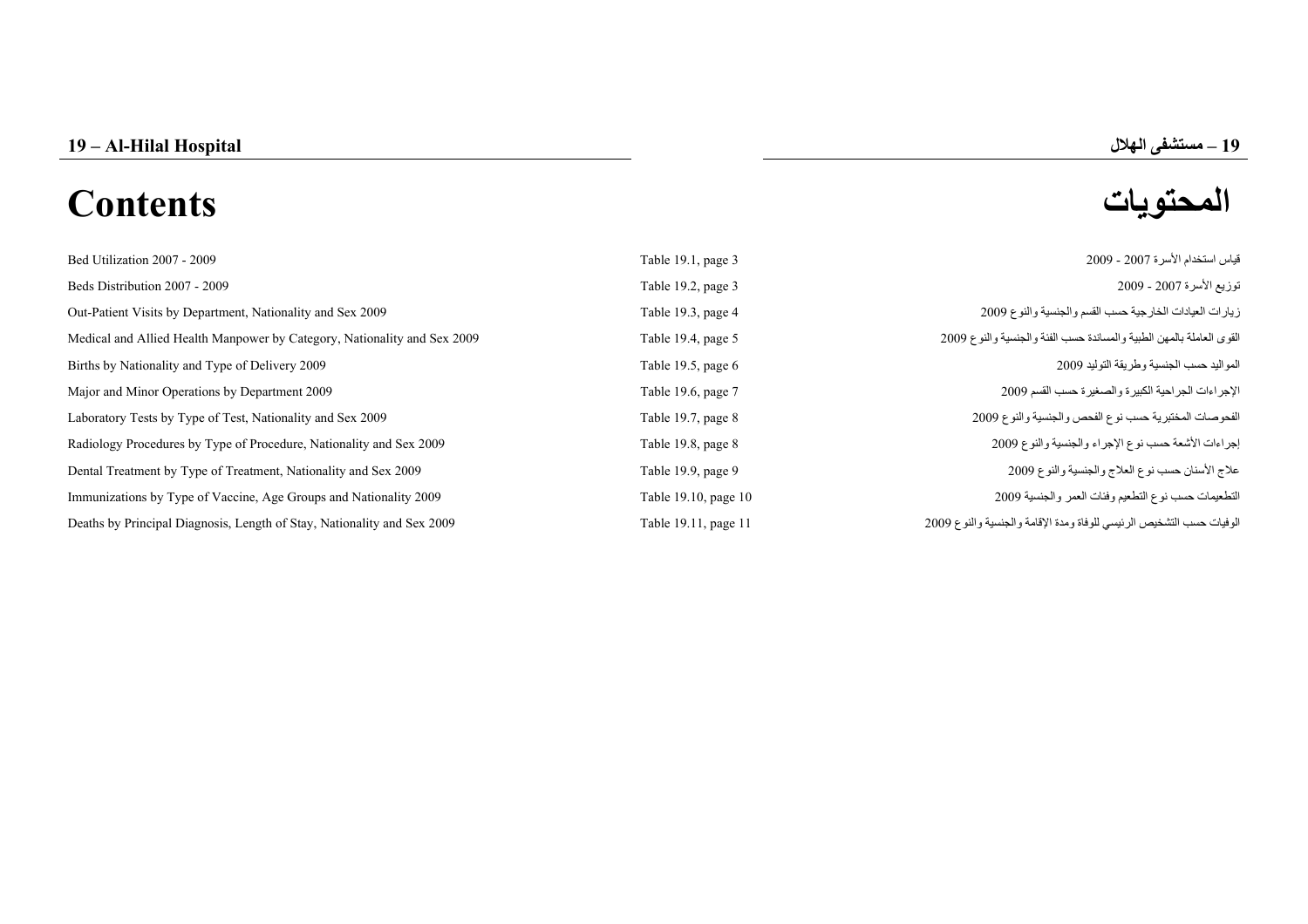# 19 – Al-Hilal Hospital

# 19 – مستشفى الهلال

## Contents

## المحتويات

| | | |
|---|---|---|
| Bed Utilization 2007 - 2009 | Table 19.1, page 3 | قياس استخدام الأسرة 2007 - 2009 |
| Beds Distribution 2007 - 2009 | Table 19.2, page 3 | توزيع الأسرة 2007 - 2009 |
| Out-Patient Visits by Department, Nationality and Sex 2009 | Table 19.3, page 4 | زيارات العيادات الخارجية حسب القسم والجنسية والنوع 2009 |
| Medical and Allied Health Manpower by Category, Nationality and Sex 2009 | Table 19.4, page 5 | القوى العاملة بالمهن الطبية والمساندة حسب الفئة والجنسية والنوع 2009 |
| Births by Nationality and Type of Delivery 2009 | Table 19.5, page 6 | المواليد حسب الجنسية وطريقة التوليد 2009 |
| Major and Minor Operations by Department 2009 | Table 19.6, page 7 | الإجراءات الجراحية الكبيرة والصغيرة حسب القسم 2009 |
| Laboratory Tests by Type of Test, Nationality and Sex 2009 | Table 19.7, page 8 | الفحوصات المختبرية حسب نوع الفحص والجنسية والنوع 2009 |
| Radiology Procedures by Type of Procedure, Nationality and Sex 2009 | Table 19.8, page 8 | إجراءات الأشعة حسب نوع الإجراء والجنسية والنوع 2009 |
| Dental Treatment by Type of Treatment, Nationality and Sex 2009 | Table 19.9, page 9 | علاج الأسنان حسب نوع العلاج والجنسية والنوع 2009 |
| Immunizations by Type of Vaccine, Age Groups and Nationality 2009 | Table 19.10, page 10 | التطعيمات حسب نوع التطعيم وفئات العمر والجنسية 2009 |
| Deaths by Principal Diagnosis, Length of Stay, Nationality and Sex 2009 | Table 19.11, page 11 | الوفيات حسب التشخيص الرئيسي للوفاة ومدة الإقامة والجنسية والنوع 2009 |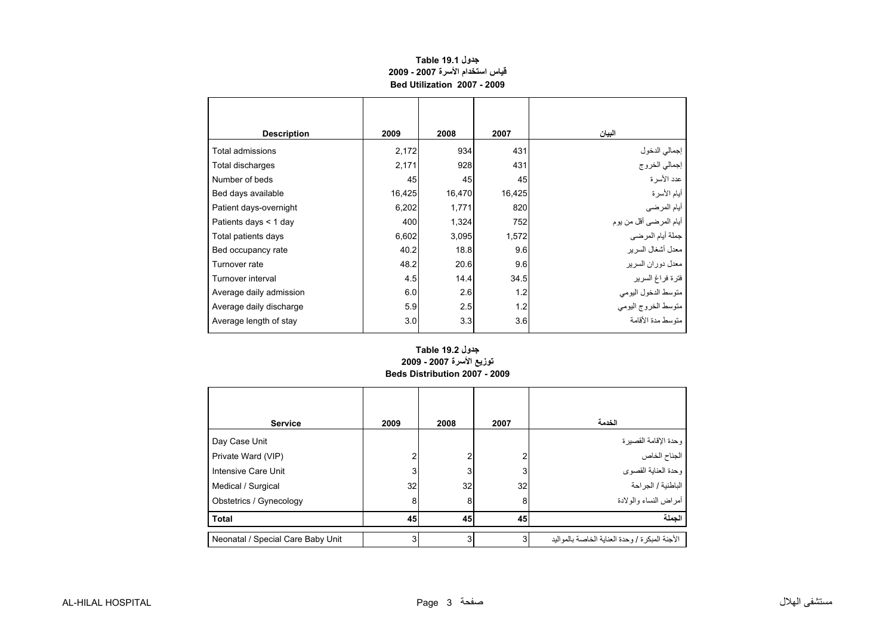**جدول Table 19.1**

**قياس استخدام الأسرة 2007 - 2009**

**Bed Utilization 2007 - 2009**

| Description | 2009 | 2008 | 2007 | البيان |
|---|---|---|---|---|
| Total admissions | 2,172 | 934 | 431 | إجمالي الدخول |
| Total discharges | 2,171 | 928 | 431 | إجمالي الخروج |
| Number of beds | 45 | 45 | 45 | عدد الأسرة |
| Bed days available | 16,425 | 16,470 | 16,425 | أيام الأسرة |
| Patient days-overnight | 6,202 | 1,771 | 820 | أيام المرضى |
| Patients days < 1 day | 400 | 1,324 | 752 | أيام المرضى أقل من يوم |
| Total patients days | 6,602 | 3,095 | 1,572 | جملة أيام المرضى |
| Bed occupancy rate | 40.2 | 18.8 | 9.6 | معدل أشغال السرير |
| Turnover rate | 48.2 | 20.6 | 9.6 | معدل دوران السرير |
| Turnover interval | 4.5 | 14.4 | 34.5 | فترة فراغ السرير |
| Average daily admission | 6.0 | 2.6 | 1.2 | متوسط الدخول اليومي |
| Average daily discharge | 5.9 | 2.5 | 1.2 | متوسط الخروج اليومي |
| Average length of stay | 3.0 | 3.3 | 3.6 | متوسط مدة الأقامة |

**جدول Table 19.2**

**توزيع الأسرة 2007 - 2009**

**Beds Distribution 2007 - 2009**

| Service | 2009 | 2008 | 2007 | الخدمة |
|---|---|---|---|---|
| Day Case Unit | | | | وحدة الإقامة القصيرة |
| Private Ward (VIP) | 2 | 2 | 2 | الجناح الخاص |
| Intensive Care Unit | 3 | 3 | 3 | وحدة العناية القصوى |
| Medical / Surgical | 32 | 32 | 32 | الباطنية / الجراحة |
| Obstetrics / Gynecology | 8 | 8 | 8 | أمراض النساء والولادة |
| **Total** | **45** | **45** | **45** | **الجملة** |
| Neonatal / Special Care Baby Unit | 3 | 3 | 3 | الأجنة المبكرة / وحدة العناية الخاصة بالمواليد |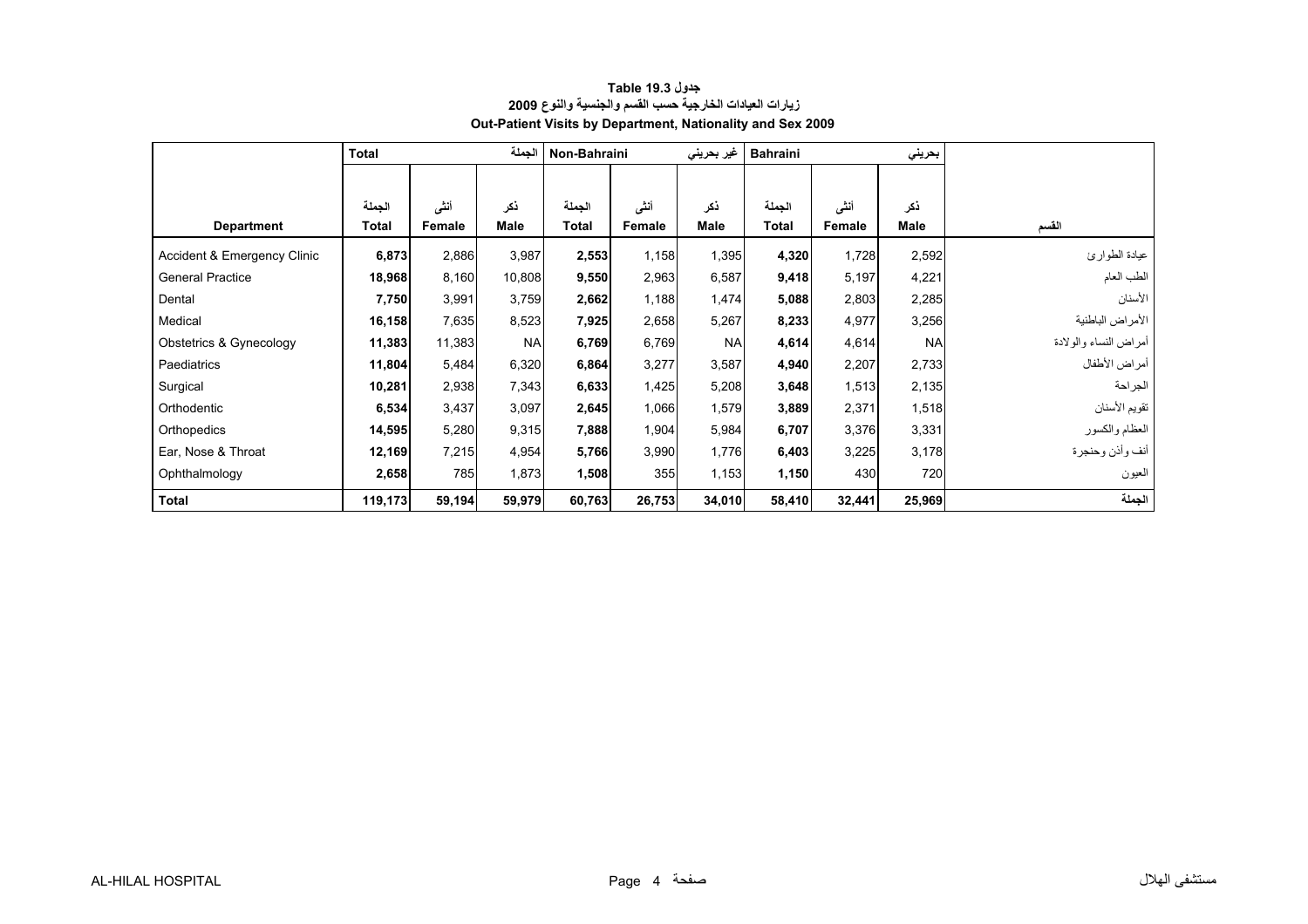**جدول 19.3 Table**

**زيارات العيادات الخارجية حسب القسم والجنسية والنوع 2009**

**Out-Patient Visits by Department, Nationality and Sex 2009**

| | Total | | الجملة | Non-Bahraini | | غير بحريني | Bahraini | | بحريني | |
|---|---|---|---|---|---|---|---|---|---|---|
| **Department** | **الجملة Total** | **أنثى Female** | **ذكر Male** | **الجملة Total** | **أنثى Female** | **ذكر Male** | **الجملة Total** | **أنثى Female** | **ذكر Male** | **القسم** |
| Accident & Emergency Clinic | **6,873** | 2,886 | 3,987 | **2,553** | 1,158 | 1,395 | **4,320** | 1,728 | 2,592 | عيادة الطوارئ |
| General Practice | **18,968** | 8,160 | 10,808 | **9,550** | 2,963 | 6,587 | **9,418** | 5,197 | 4,221 | الطب العام |
| Dental | **7,750** | 3,991 | 3,759 | **2,662** | 1,188 | 1,474 | **5,088** | 2,803 | 2,285 | الأسنان |
| Medical | **16,158** | 7,635 | 8,523 | **7,925** | 2,658 | 5,267 | **8,233** | 4,977 | 3,256 | الأمراض الباطنية |
| Obstetrics & Gynecology | **11,383** | 11,383 | NA | **6,769** | 6,769 | NA | **4,614** | 4,614 | NA | أمراض النساء والولادة |
| Paediatrics | **11,804** | 5,484 | 6,320 | **6,864** | 3,277 | 3,587 | **4,940** | 2,207 | 2,733 | أمراض الأطفال |
| Surgical | **10,281** | 2,938 | 7,343 | **6,633** | 1,425 | 5,208 | **3,648** | 1,513 | 2,135 | الجراحة |
| Orthodentic | **6,534** | 3,437 | 3,097 | **2,645** | 1,066 | 1,579 | **3,889** | 2,371 | 1,518 | تقويم الأسنان |
| Orthopedics | **14,595** | 5,280 | 9,315 | **7,888** | 1,904 | 5,984 | **6,707** | 3,376 | 3,331 | العظام والكسور |
| Ear, Nose & Throat | **12,169** | 7,215 | 4,954 | **5,766** | 3,990 | 1,776 | **6,403** | 3,225 | 3,178 | أنف وأذن وحنجرة |
| Ophthalmology | **2,658** | 785 | 1,873 | **1,508** | 355 | 1,153 | **1,150** | 430 | 720 | العيون |
| **Total** | **119,173** | **59,194** | **59,979** | **60,763** | **26,753** | **34,010** | **58,410** | **32,441** | **25,969** | **الجملة** |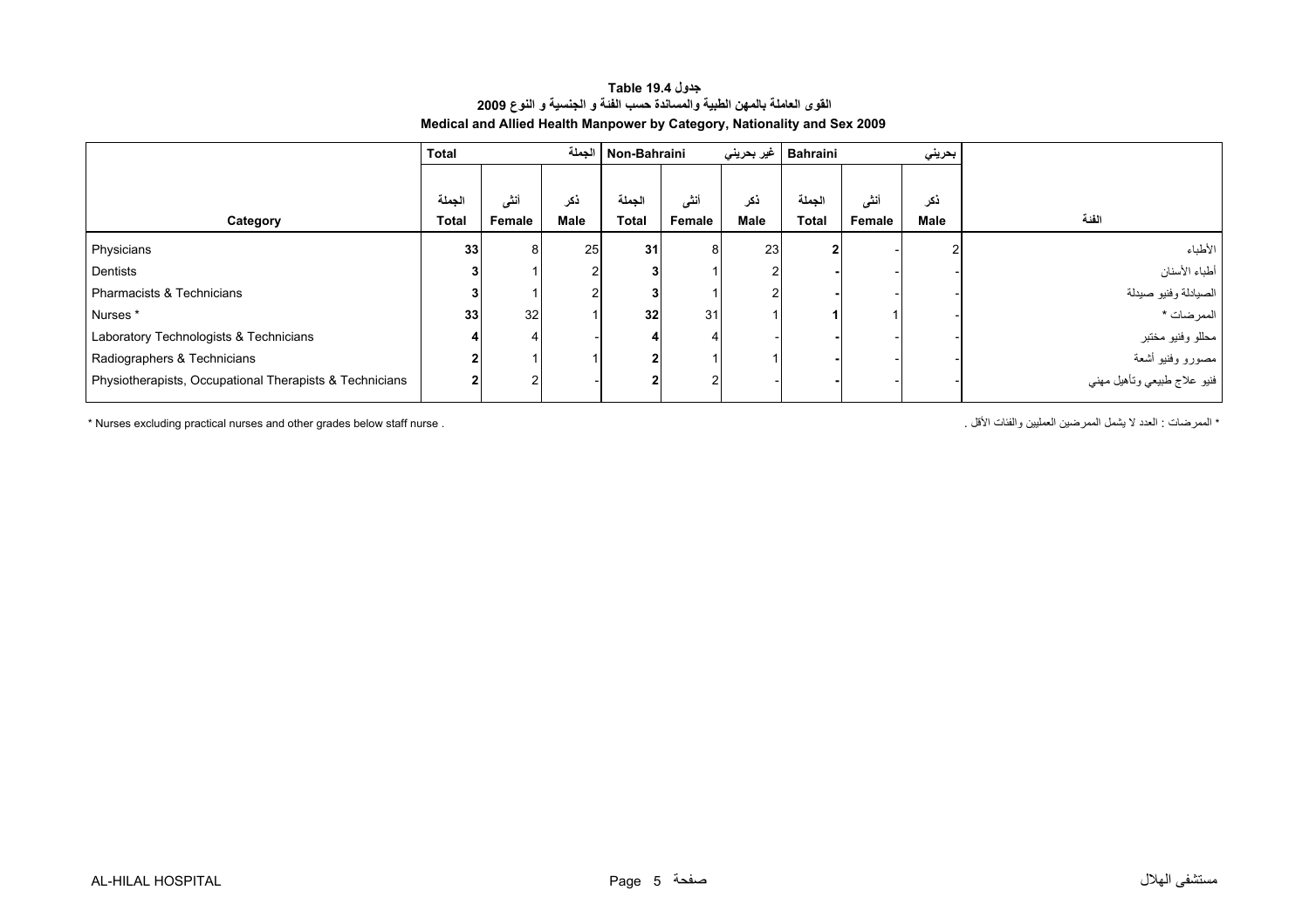**جدول Table 19.4**

**القوى العاملة بالمهن الطبية والمساندة حسب الفئة و الجنسية و النوع 2009**

**Medical and Allied Health Manpower by Category, Nationality and Sex 2009**

| | Total | | الجملة | Non-Bahraini | | غير بحريني | Bahraini | | بحريني | |
|---|---|---|---|---|---|---|---|---|---|---|
| Category | الجملة Total | أنثى Female | ذكر Male | الجملة Total | أنثى Female | ذكر Male | الجملة Total | أنثى Female | ذكر Male | الفئة |
| Physicians | 33 | 8 | 25 | 31 | 8 | 23 | 2 | - | 2 | الأطباء |
| Dentists | 3 | 1 | 2 | 3 | 1 | 2 | - | - | - | أطباء الأسنان |
| Pharmacists & Technicians | 3 | 1 | 2 | 3 | 1 | 2 | - | - | - | الصيادلة وفنيو صيدلة |
| Nurses * | 33 | 32 | 1 | 32 | 31 | 1 | 1 | 1 | - | الممرضات * |
| Laboratory Technologists & Technicians | 4 | 4 | - | 4 | 4 | - | - | - | - | محللو وفنيو مختبر |
| Radiographers & Technicians | 2 | 1 | 1 | 2 | 1 | 1 | - | - | - | مصورو وفنيو أشعة |
| Physiotherapists, Occupational Therapists & Technicians | 2 | 2 | - | 2 | 2 | - | - | - | - | فنيو علاج طبيعي وتأهيل مهني |

* Nurses excluding practical nurses and other grades below staff nurse .

* الممرضات : العدد لا يشمل الممرضين العمليين والفئات الأقل .

AL-HILAL HOSPITAL مستشفى الهلال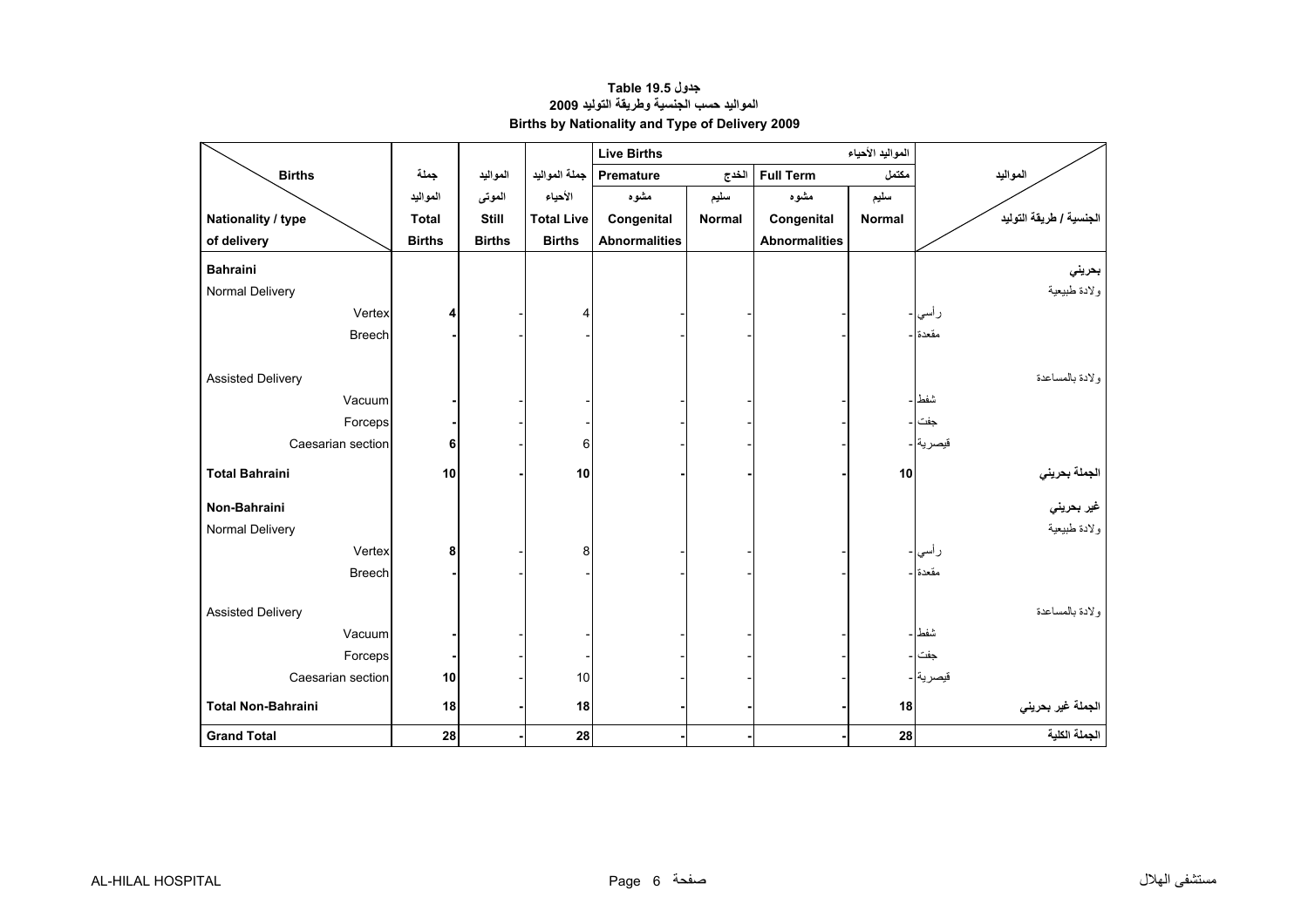**جدول 19.5 Table**

**المواليد حسب الجنسية وطريقة التوليد 2009**

**Births by Nationality and Type of Delivery 2009**

| Births / Nationality / type of delivery | جملة المواليد Total Births | المواليد الموتى Still Births | جملة المواليد الأحياء Total Live Births | Live Births المواليد الأحياء | | | | المواليد / الجنسية / طريقة التوليد |
|---|---|---|---|---|---|---|---|---|
| | | | | Premature الخدج | | Full Term مكتمل | | |
| | | | | مشوه Congenital Abnormalities | سليم Normal | مشوه Congenital Abnormalities | سليم Normal | |
| **Bahraini** | | | | | | | | **بحريني** |
| Normal Delivery | | | | | | | | ولادة طبيعية |
| Vertex | **4** | - | 4 | - | - | - | - | رأسي |
| Breech | **-** | - | - | - | - | - | - | مقعدة |
| Assisted Delivery | | | | | | | | ولادة بالمساعدة |
| Vacuum | **-** | - | - | - | - | - | - | شفط |
| Forceps | **-** | - | - | - | - | - | - | جفت |
| Caesarian section | **6** | - | 6 | - | - | - | - | قيصرية |
| **Total Bahraini** | **10** | **-** | **10** | **-** | **-** | **-** | **10** | **الجملة بحريني** |
| **Non-Bahraini** | | | | | | | | **غير بحريني** |
| Normal Delivery | | | | | | | | ولادة طبيعية |
| Vertex | **8** | - | 8 | - | - | - | - | رأسي |
| Breech | **-** | - | - | - | - | - | - | مقعدة |
| Assisted Delivery | | | | | | | | ولادة بالمساعدة |
| Vacuum | **-** | - | - | - | - | - | - | شفط |
| Forceps | **-** | - | - | - | - | - | - | جفت |
| Caesarian section | **10** | - | 10 | - | - | - | - | قيصرية |
| **Total Non-Bahraini** | **18** | **-** | **18** | **-** | **-** | **-** | **18** | **الجملة غير بحريني** |
| **Grand Total** | **28** | **-** | **28** | **-** | **-** | **-** | **28** | **الجملة الكلية** |

AL-HILAL HOSPITAL مستشفى الهلال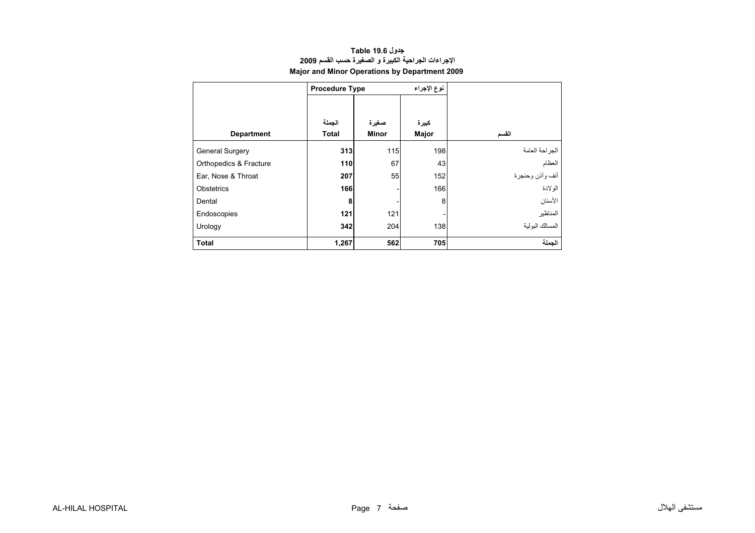**Table 19.6 جدول**
**الاجراءات الجراحية الكبيرة و الصغيرة حسب القسم 2009**
**Major and Minor Operations by Department 2009**

| | Procedure Type | | نوع الإجراء | |
|---|---|---|---|---|
| **Department** | **الجملة Total** | **صغيرة Minor** | **كبيرة Major** | **القسم** |
| General Surgery | **313** | 115 | 198 | الجراحة العامة |
| Orthopedics & Fracture | **110** | 67 | 43 | العظام |
| Ear, Nose & Throat | **207** | 55 | 152 | أنف وأذن وحنجرة |
| Obstetrics | **166** | - | 166 | الولادة |
| Dental | **8** | - | 8 | الأسنان |
| Endoscopies | **121** | 121 | - | المناظير |
| Urology | **342** | 204 | 138 | المسالك البولية |
| **Total** | **1,267** | **562** | **705** | **الجملة** |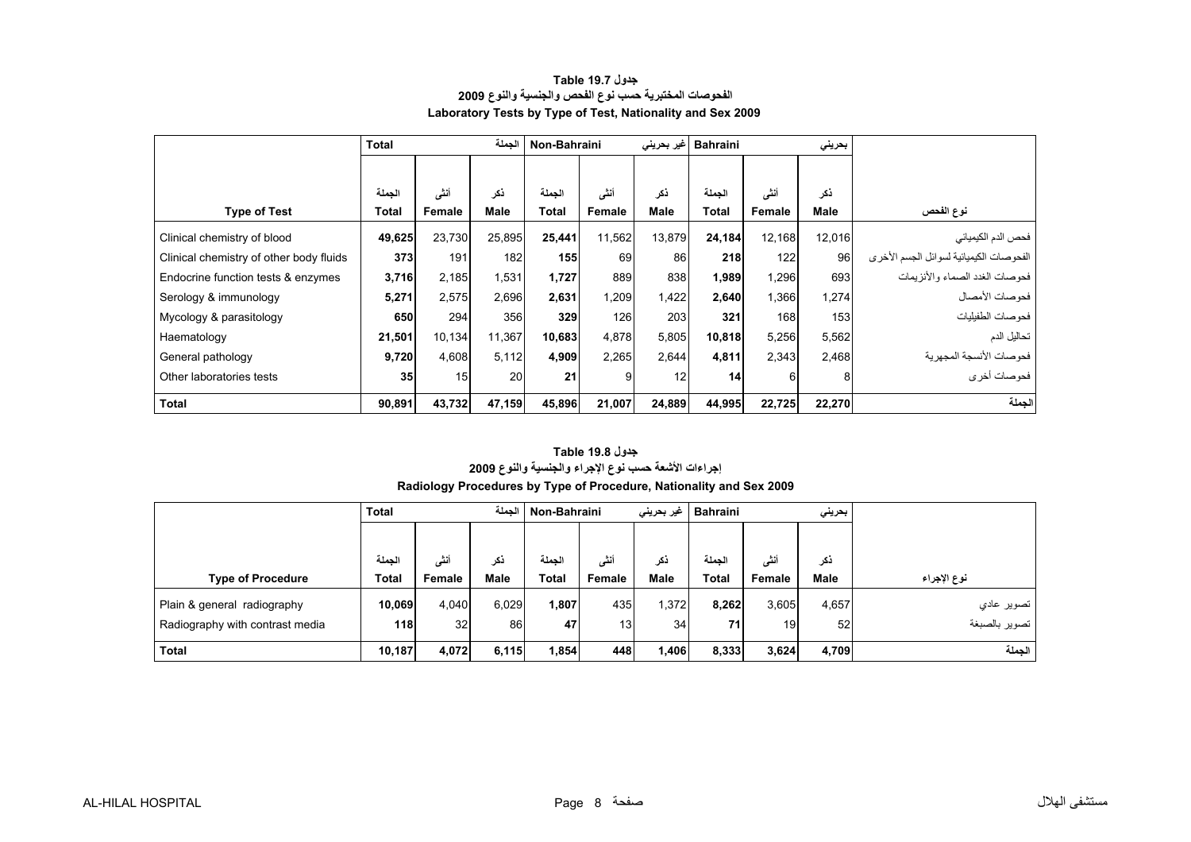**جدول Table 19.7**

**الفحوصات المختبرية حسب نوع الفحص والجنسية والنوع 2009**

**Laboratory Tests by Type of Test, Nationality and Sex 2009**

| | Total | | الجملة | Non-Bahraini | | غير بحريني | Bahraini | | بحريني | |
|---|---|---|---|---|---|---|---|---|---|---|
| **Type of Test** | الجملة **Total** | أنثى **Female** | ذكر **Male** | الجملة **Total** | أنثى **Female** | ذكر **Male** | الجملة **Total** | أنثى **Female** | ذكر **Male** | **نوع الفحص** |
| Clinical chemistry of blood | **49,625** | 23,730 | 25,895 | **25,441** | 11,562 | 13,879 | **24,184** | 12,168 | 12,016 | فحص الدم الكيميائي |
| Clinical chemistry of other body fluids | **373** | 191 | 182 | **155** | 69 | 86 | **218** | 122 | 96 | الفحوصات الكيميائية لسوائل الجسم الأخرى |
| Endocrine function tests & enzymes | **3,716** | 2,185 | 1,531 | **1,727** | 889 | 838 | **1,989** | 1,296 | 693 | فحوصات الغدد الصماء والأنزيمات |
| Serology & immunology | **5,271** | 2,575 | 2,696 | **2,631** | 1,209 | 1,422 | **2,640** | 1,366 | 1,274 | فحوصات الأمصال |
| Mycology & parasitology | **650** | 294 | 356 | **329** | 126 | 203 | **321** | 168 | 153 | فحوصات الطفيليات |
| Haematology | **21,501** | 10,134 | 11,367 | **10,683** | 4,878 | 5,805 | **10,818** | 5,256 | 5,562 | تحاليل الدم |
| General pathology | **9,720** | 4,608 | 5,112 | **4,909** | 2,265 | 2,644 | **4,811** | 2,343 | 2,468 | فحوصات الأنسجة المجهرية |
| Other laboratories tests | **35** | 15 | 20 | **21** | 9 | 12 | **14** | 6 | 8 | فحوصات أخرى |
| **Total** | **90,891** | **43,732** | **47,159** | **45,896** | **21,007** | **24,889** | **44,995** | **22,725** | **22,270** | **الجملة** |

**جدول Table 19.8**

**إجراءات الأشعة حسب نوع الإجراء والجنسية والنوع 2009**

**Radiology Procedures by Type of Procedure, Nationality and Sex 2009**

| | Total | | الجملة | Non-Bahraini | | غير بحريني | Bahraini | | بحريني | |
|---|---|---|---|---|---|---|---|---|---|---|
| **Type of Procedure** | الجملة **Total** | أنثى **Female** | ذكر **Male** | الجملة **Total** | أنثى **Female** | ذكر **Male** | الجملة **Total** | أنثى **Female** | ذكر **Male** | **نوع الإجراء** |
| Plain & general radiography | **10,069** | 4,040 | 6,029 | **1,807** | 435 | 1,372 | **8,262** | 3,605 | 4,657 | تصوير عادي |
| Radiography with contrast media | **118** | 32 | 86 | **47** | 13 | 34 | **71** | 19 | 52 | تصوير بالصبغة |
| **Total** | **10,187** | **4,072** | **6,115** | **1,854** | **448** | **1,406** | **8,333** | **3,624** | **4,709** | **الجملة** |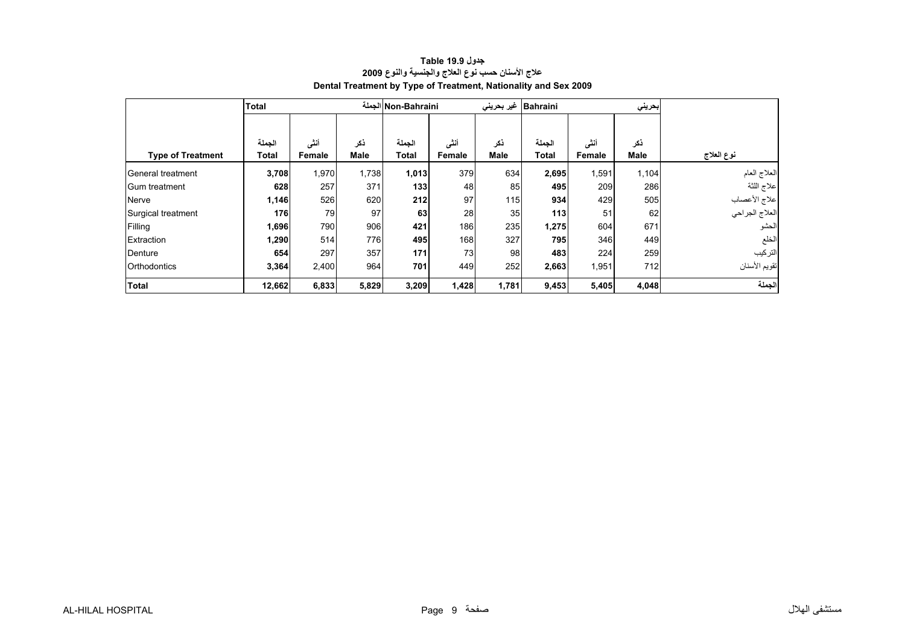**جدول 19.9 Table**

**علاج الأسنان حسب نوع العلاج والجنسية والنوع 2009**

**Dental Treatment by Type of Treatment, Nationality and Sex 2009**

| | Total | | الجملة | Non-Bahraini | | غير بحريني | Bahraini | | بحريني | |
|---|---|---|---|---|---|---|---|---|---|---|
| **Type of Treatment** | الجملة **Total** | أنثى **Female** | ذكر **Male** | الجملة **Total** | أنثى **Female** | ذكر **Male** | الجملة **Total** | أنثى **Female** | ذكر **Male** | **نوع العلاج** |
| General treatment | **3,708** | 1,970 | 1,738 | **1,013** | 379 | 634 | **2,695** | 1,591 | 1,104 | العلاج العام |
| Gum treatment | **628** | 257 | 371 | **133** | 48 | 85 | **495** | 209 | 286 | علاج اللثة |
| Nerve | **1,146** | 526 | 620 | **212** | 97 | 115 | **934** | 429 | 505 | علاج الأعصاب |
| Surgical treatment | **176** | 79 | 97 | **63** | 28 | 35 | **113** | 51 | 62 | العلاج الجراحي |
| Filling | **1,696** | 790 | 906 | **421** | 186 | 235 | **1,275** | 604 | 671 | الحشو |
| Extraction | **1,290** | 514 | 776 | **495** | 168 | 327 | **795** | 346 | 449 | الخلع |
| Denture | **654** | 297 | 357 | **171** | 73 | 98 | **483** | 224 | 259 | التركيب |
| Orthodontics | **3,364** | 2,400 | 964 | **701** | 449 | 252 | **2,663** | 1,951 | 712 | تقويم الأسنان |
| **Total** | **12,662** | **6,833** | **5,829** | **3,209** | **1,428** | **1,781** | **9,453** | **5,405** | **4,048** | **الجملة** |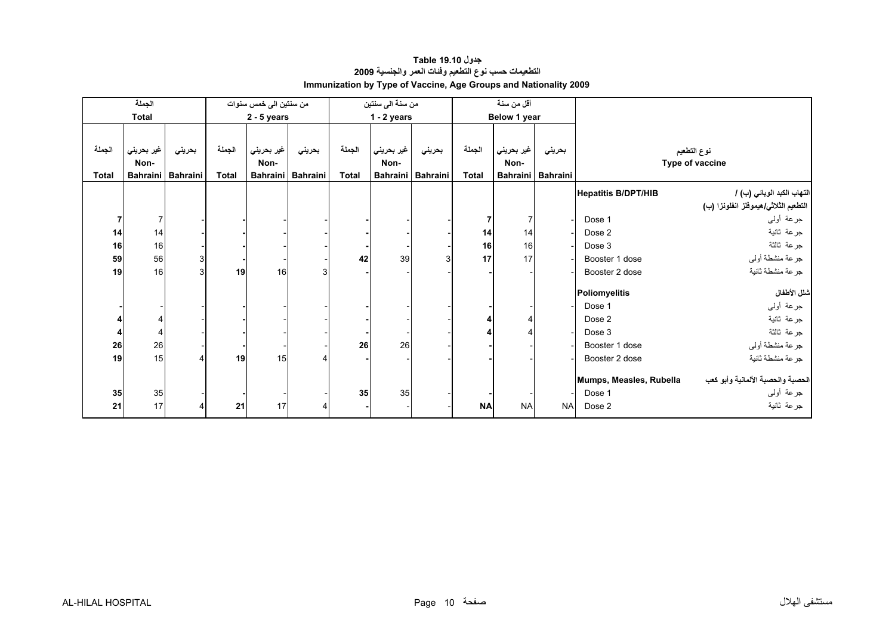# جدول 19.10 Table
## التطعيمات حسب نوع التطعيم وفئات العمر والجنسية 2009
## Immunization by Type of Vaccine, Age Groups and Nationality 2009

| الجملة Total | | | من سنتين الى خمس سنوات 2 - 5 years | | | من سنة الى سنتين 1 - 2 years | | | أقل من سنة Below 1 year | | | نوع التطعيم Type of vaccine | |
|---|---|---|---|---|---|---|---|---|---|---|---|---|---|
| الجملة Total | غير بحريني Non-Bahraini | بحريني Bahraini | الجملة Total | غير بحريني Non-Bahraini | بحريني Bahraini | الجملة Total | غير بحريني Non-Bahraini | بحريني Bahraini | الجملة Total | غير بحريني Non-Bahraini | بحريني Bahraini | | |
| | | | | | | | | | | | | **Hepatitis B/DPT/HIB** | **التهاب الكبد الوبائي (ب) / التطعيم الثلاثي/هيموفلز انفلونزا (ب)** |
| **7** | 7 | - | **-** | - | - | **-** | - | - | **7** | 7 | - | Dose 1 | جرعة أولى |
| **14** | 14 | - | **-** | - | - | **-** | - | - | **14** | 14 | - | Dose 2 | جرعة ثانية |
| **16** | 16 | - | **-** | - | - | **-** | - | - | **16** | 16 | - | Dose 3 | جرعة ثالثة |
| **59** | 56 | 3 | **-** | - | - | **42** | 39 | 3 | **17** | 17 | - | Booster 1 dose | جرعة منشطة أولى |
| **19** | 16 | 3 | **19** | 16 | 3 | **-** | - | - | **-** | - | - | Booster 2 dose | جرعة منشطة ثانية |
| | | | | | | | | | | | | **Poliomyelitis** | **شلل الأطفال** |
| **-** | - | - | **-** | - | - | **-** | - | - | **-** | - | - | Dose 1 | جرعة أولى |
| **4** | 4 | - | **-** | - | - | **-** | - | - | **4** | 4 | - | Dose 2 | جرعة ثانية |
| **4** | 4 | - | **-** | - | - | **-** | - | - | **4** | 4 | - | Dose 3 | جرعة ثالثة |
| **26** | 26 | - | **-** | - | - | **26** | 26 | - | **-** | - | - | Booster 1 dose | جرعة منشطة أولى |
| **19** | 15 | 4 | **19** | 15 | 4 | **-** | - | - | **-** | - | - | Booster 2 dose | جرعة منشطة ثانية |
| | | | | | | | | | | | | **Mumps, Measles, Rubella** | **الحصبة والحصبة الألمانية وأبو كعب** |
| **35** | 35 | - | **-** | - | - | **35** | 35 | - | **-** | - | - | Dose 1 | جرعة أولى |
| **21** | 17 | 4 | **21** | 17 | 4 | **-** | - | - | **NA** | NA | NA | Dose 2 | جرعة ثانية |

AL-HILAL HOSPITAL — مستشفى الهلال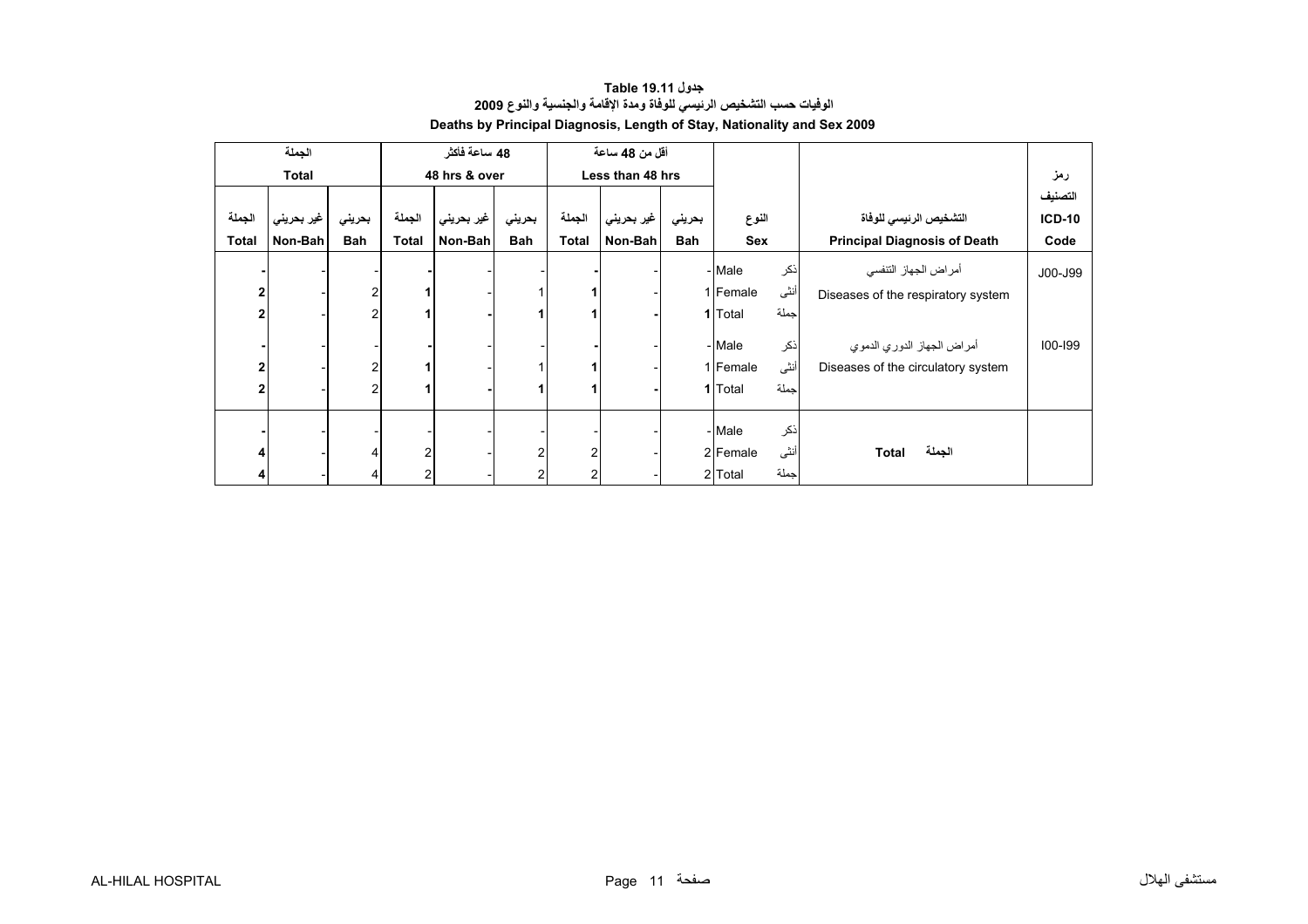**جدول 19.11 Table**

**الوفيات حسب التشخيص الرئيسي للوفاة ومدة الإقامة والجنسية والنوع 2009**

**Deaths by Principal Diagnosis, Length of Stay, Nationality and Sex 2009**

| الجملة Total | | | 48 ساعة فأكثر 48 hrs & over | | | أقل من 48 ساعة Less than 48 hrs | | | | | | |
|---|---|---|---|---|---|---|---|---|---|---|---|---|
| الجملة Total | غير بحريني Non-Bah | بحريني Bah | الجملة Total | غير بحريني Non-Bah | بحريني Bah | الجملة Total | غير بحريني Non-Bah | بحريني Bah | النوع Sex | | التشخيص الرئيسي للوفاة Principal Diagnosis of Death | رمز التصنيف ICD-10 Code |
| **-** | - | - | **-** | - | - | **-** | - | - | Male | ذكر | أمراض الجهاز التنفسي | J00-J99 |
| **2** | - | 2 | **1** | - | 1 | **1** | - | 1 | Female | أنثى | Diseases of the respiratory system | |
| **2** | **-** | **2** | **1** | **-** | **1** | **1** | **-** | **1** | Total | جملة | | |
| **-** | - | - | **-** | - | - | **-** | - | - | Male | ذكر | أمراض الجهاز الدوري الدموي | I00-I99 |
| **2** | - | 2 | **1** | - | 1 | **1** | - | 1 | Female | أنثى | Diseases of the circulatory system | |
| **2** | **-** | **2** | **1** | **-** | **1** | **1** | **-** | **1** | Total | جملة | | |
| **-** | - | - | - | - | - | - | - | - | Male | ذكر | | |
| **4** | - | 4 | 2 | - | 2 | 2 | - | 2 | Female | أنثى | **Total الجملة** | |
| **4** | - | 4 | 2 | - | 2 | 2 | - | 2 | Total | جملة | | |